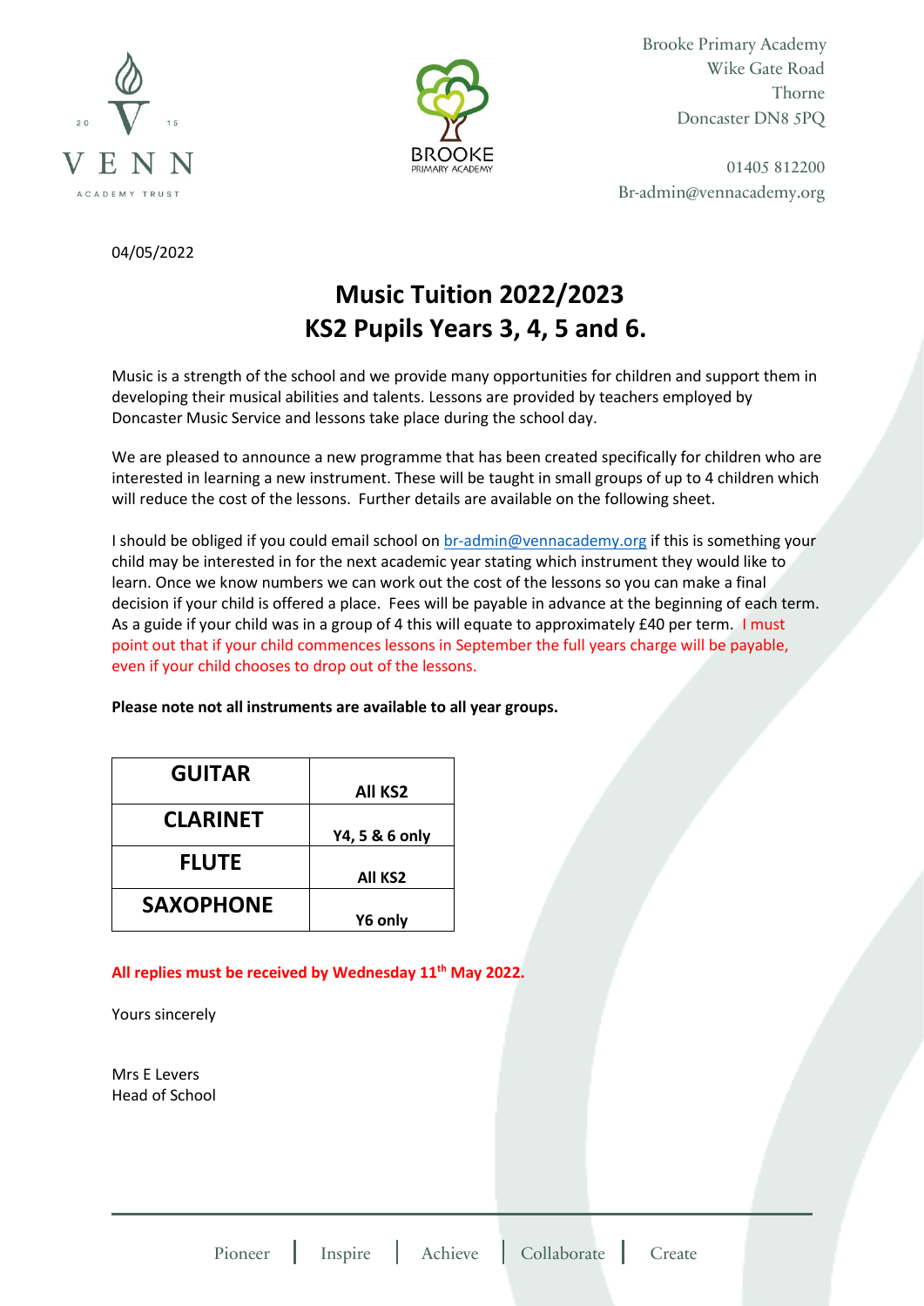Brooke Primary Academy
Wike Gate Road
Thorne
Doncaster DN8 5PQ

01405 812200
Br-admin@vennacademy.org

04/05/2022

# Music Tuition 2022/2023
# KS2 Pupils Years 3, 4, 5 and 6.

Music is a strength of the school and we provide many opportunities for children and support them in developing their musical abilities and talents. Lessons are provided by teachers employed by Doncaster Music Service and lessons take place during the school day.

We are pleased to announce a new programme that has been created specifically for children who are interested in learning a new instrument. These will be taught in small groups of up to 4 children which will reduce the cost of the lessons. Further details are available on the following sheet.

I should be obliged if you could email school on br-admin@vennacademy.org if this is something your child may be interested in for the next academic year stating which instrument they would like to learn. Once we know numbers we can work out the cost of the lessons so you can make a final decision if your child is offered a place. Fees will be payable in advance at the beginning of each term. As a guide if your child was in a group of 4 this will equate to approximately £40 per term. I must point out that if your child commences lessons in September the full years charge will be payable, even if your child chooses to drop out of the lessons.

**Please note not all instruments are available to all year groups.**

| | |
|---|---|
| **GUITAR** | **All KS2** |
| **CLARINET** | **Y4, 5 & 6 only** |
| **FLUTE** | **All KS2** |
| **SAXOPHONE** | **Y6 only** |

**All replies must be received by Wednesday 11th May 2022.**

Yours sincerely

Mrs E Levers
Head of School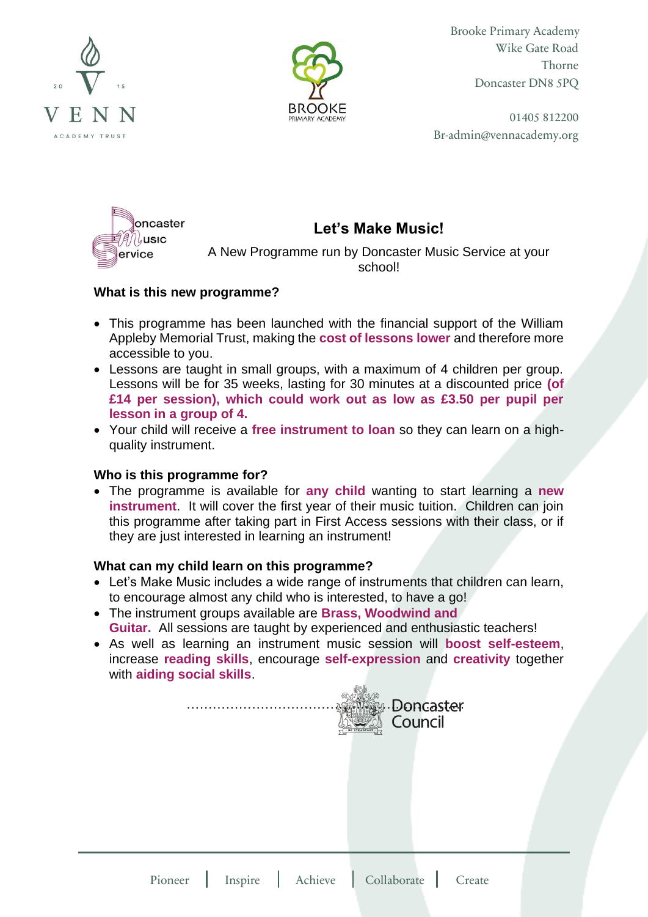Brooke Primary Academy
Wike Gate Road
Thorne
Doncaster DN8 5PQ

01405 812200
Br-admin@vennacademy.org

## Let's Make Music!

A New Programme run by Doncaster Music Service at your school!

**What is this new programme?**

- This programme has been launched with the financial support of the William Appleby Memorial Trust, making the **cost of lessons lower** and therefore more accessible to you.
- Lessons are taught in small groups, with a maximum of 4 children per group. Lessons will be for 35 weeks, lasting for 30 minutes at a discounted price **(of £14 per session), which could work out as low as £3.50 per pupil per lesson in a group of 4.**
- Your child will receive a **free instrument to loan** so they can learn on a high-quality instrument.

**Who is this programme for?**

- The programme is available for **any child** wanting to start learning a **new instrument**. It will cover the first year of their music tuition. Children can join this programme after taking part in First Access sessions with their class, or if they are just interested in learning an instrument!

**What can my child learn on this programme?**

- Let's Make Music includes a wide range of instruments that children can learn, to encourage almost any child who is interested, to have a go!
- The instrument groups available are **Brass, Woodwind and Guitar.** All sessions are taught by experienced and enthusiastic teachers!
- As well as learning an instrument music session will **boost self-esteem**, increase **reading skills**, encourage **self-expression** and **creativity** together with **aiding social skills**.

Doncaster Council

Pioneer | Inspire | Achieve | Collaborate | Create